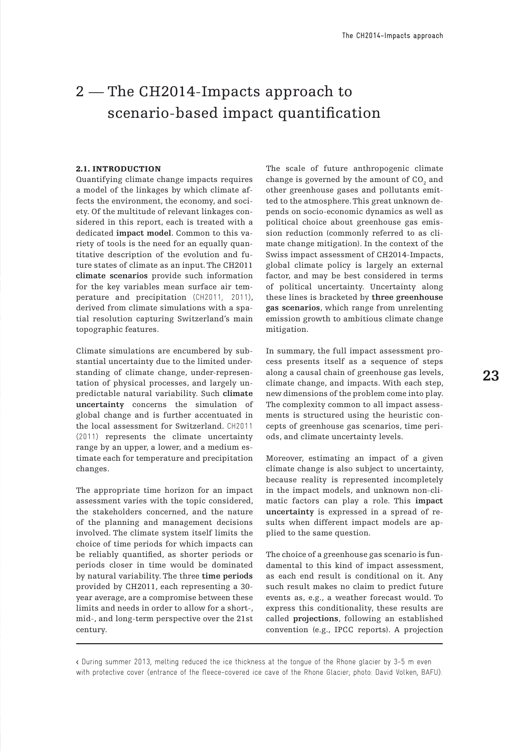# 2 — The CH2014-Impacts approach to scenario-based impact quantification

## 2.1. INTRODUCTION

Quantifying climate change impacts requires a model of the linkages by which climate affects the environment, the economy, and society. Of the multitude of relevant linkages considered in this report, each is treated with a dedicated **impact model**. Common to this variety of tools is the need for an equally quantitative description of the evolution and future states of climate as an input. The CH2011 **climate scenarios** provide such information for the key variables mean surface air temperature and precipitation (CH2011, 2011), derived from climate simulations with a spatial resolution capturing Switzerland's main topographic features.

Climate simulations are encumbered by substantial uncertainty due to the limited understanding of climate change, under-representation of physical processes, and largely unpredictable natural variability. Such **climate uncertainty** concerns the simulation of global change and is further accentuated in the local assessment for Switzerland. CH2011 (2011) represents the climate uncertainty range by an upper, a lower, and a medium estimate each for temperature and precipitation changes.

The appropriate time horizon for an impact assessment varies with the topic considered, the stakeholders concerned, and the nature of the planning and management decisions involved. The climate system itself limits the choice of time periods for which impacts can be reliably quantified, as shorter periods or periods closer in time would be dominated by natural variability. The three **time periods** provided by CH2011, each representing a 30-year average, are a compromise between these limits and needs in order to allow for a short-, mid-, and long-term perspective over the 21st century.

The scale of future anthropogenic climate change is governed by the amount of $CO_2$ and other greenhouse gases and pollutants emitted to the atmosphere. This great unknown depends on socio-economic dynamics as well as political choice about greenhouse gas emission reduction (commonly referred to as climate change mitigation). In the context of the Swiss impact assessment of CH2014-Impacts, global climate policy is largely an external factor, and may be best considered in terms of political uncertainty. Uncertainty along these lines is bracketed by **three greenhouse gas scenarios**, which range from unrelenting emission growth to ambitious climate change mitigation.

In summary, the full impact assessment process presents itself as a sequence of steps along a causal chain of greenhouse gas levels, climate change, and impacts. With each step, new dimensions of the problem come into play. The complexity common to all impact assessments is structured using the heuristic concepts of greenhouse gas scenarios, time periods, and climate uncertainty levels.

Moreover, estimating an impact of a given climate change is also subject to uncertainty, because reality is represented incompletely in the impact models, and unknown non-climatic factors can play a role. This **impact uncertainty** is expressed in a spread of results when different impact models are applied to the same question.

The choice of a greenhouse gas scenario is fundamental to this kind of impact assessment, as each end result is conditional on it. Any such result makes no claim to predict future events as, e.g., a weather forecast would. To express this conditionality, these results are called **projections**, following an established convention (e.g., IPCC reports). A projection

‹ During summer 2013, melting reduced the ice thickness at the tongue of the Rhone glacier by 3–5 m even with protective cover (entrance of the fleece-covered ice cave of the Rhone Glacier; photo: David Volken, BAFU).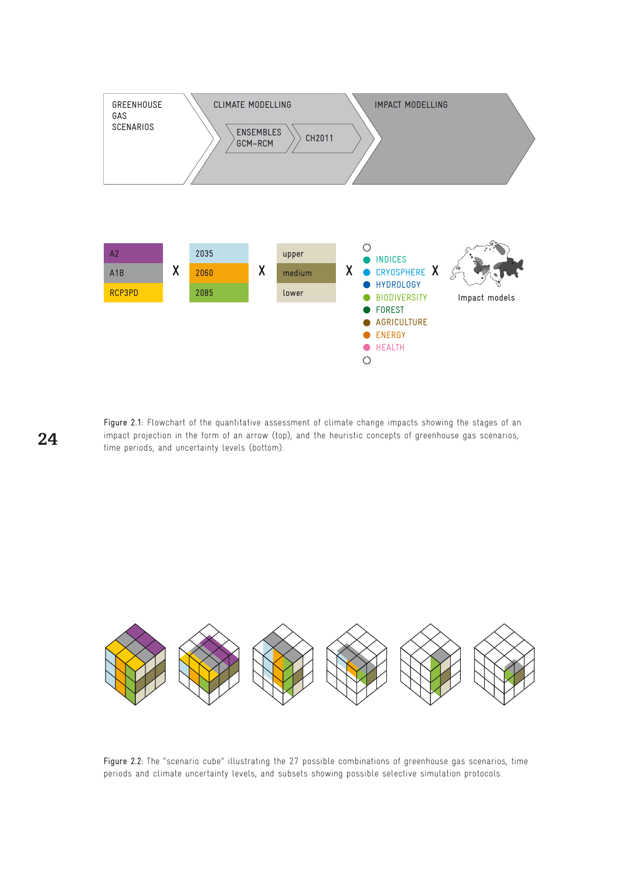GREENHOUSE GAS SCENARIOS

CLIMATE MODELLING

ENSEMBLES GCM–RCM

CH2011

IMPACT MODELLING

| A2 | | 2035 | | upper | | INDICES | | |
|---|---|---|---|---|---|---|---|---|
| A1B | X | 2060 | X | medium | X | CRYOSPHERE | X | Impact models |
| RCP3PD | | 2085 | | lower | | HYDROLOGY | | |
| | | | | | | BIODIVERSITY | | |
| | | | | | | FOREST | | |
| | | | | | | AGRICULTURE | | |
| | | | | | | ENERGY | | |
| | | | | | | HEALTH | | |

Figure 2.1: Flowchart of the quantitative assessment of climate change impacts showing the stages of an impact projection in the form of an arrow (top), and the heuristic concepts of greenhouse gas scenarios, time periods, and uncertainty levels (bottom).

Figure 2.2: The "scenario cube" illustrating the 27 possible combinations of greenhouse gas scenarios, time periods and climate uncertainty levels, and subsets showing possible selective simulation protocols.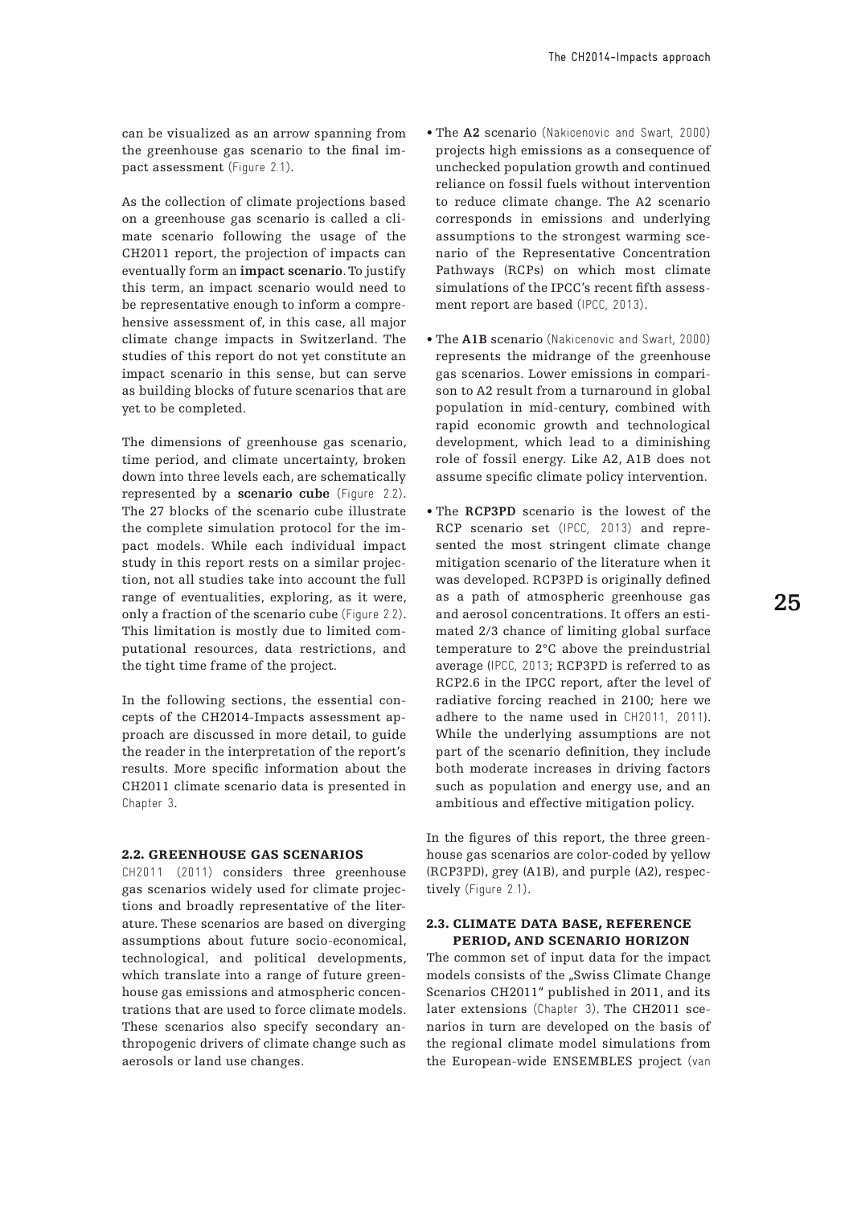can be visualized as an arrow spanning from the greenhouse gas scenario to the final impact assessment (Figure 2.1).

As the collection of climate projections based on a greenhouse gas scenario is called a climate scenario following the usage of the CH2011 report, the projection of impacts can eventually form an **impact scenario**. To justify this term, an impact scenario would need to be representative enough to inform a comprehensive assessment of, in this case, all major climate change impacts in Switzerland. The studies of this report do not yet constitute an impact scenario in this sense, but can serve as building blocks of future scenarios that are yet to be completed.

The dimensions of greenhouse gas scenario, time period, and climate uncertainty, broken down into three levels each, are schematically represented by a **scenario cube** (Figure 2.2). The 27 blocks of the scenario cube illustrate the complete simulation protocol for the impact models. While each individual impact study in this report rests on a similar projection, not all studies take into account the full range of eventualities, exploring, as it were, only a fraction of the scenario cube (Figure 2.2). This limitation is mostly due to limited computational resources, data restrictions, and the tight time frame of the project.

In the following sections, the essential concepts of the CH2014-Impacts assessment approach are discussed in more detail, to guide the reader in the interpretation of the report's results. More specific information about the CH2011 climate scenario data is presented in Chapter 3.

## 2.2. GREENHOUSE GAS SCENARIOS

CH2011 (2011) considers three greenhouse gas scenarios widely used for climate projections and broadly representative of the literature. These scenarios are based on diverging assumptions about future socio-economical, technological, and political developments, which translate into a range of future greenhouse gas emissions and atmospheric concentrations that are used to force climate models. These scenarios also specify secondary anthropogenic drivers of climate change such as aerosols or land use changes.

- The **A2** scenario (Nakicenovic and Swart, 2000) projects high emissions as a consequence of unchecked population growth and continued reliance on fossil fuels without intervention to reduce climate change. The A2 scenario corresponds in emissions and underlying assumptions to the strongest warming scenario of the Representative Concentration Pathways (RCPs) on which most climate simulations of the IPCC's recent fifth assessment report are based (IPCC, 2013).
- The **A1B** scenario (Nakicenovic and Swart, 2000) represents the midrange of the greenhouse gas scenarios. Lower emissions in comparison to A2 result from a turnaround in global population in mid-century, combined with rapid economic growth and technological development, which lead to a diminishing role of fossil energy. Like A2, A1B does not assume specific climate policy intervention.
- The **RCP3PD** scenario is the lowest of the RCP scenario set (IPCC, 2013) and represented the most stringent climate change mitigation scenario of the literature when it was developed. RCP3PD is originally defined as a path of atmospheric greenhouse gas and aerosol concentrations. It offers an estimated 2/3 chance of limiting global surface temperature to 2°C above the preindustrial average (IPCC, 2013; RCP3PD is referred to as RCP2.6 in the IPCC report, after the level of radiative forcing reached in 2100; here we adhere to the name used in CH2011, 2011). While the underlying assumptions are not part of the scenario definition, they include both moderate increases in driving factors such as population and energy use, and an ambitious and effective mitigation policy.

In the figures of this report, the three greenhouse gas scenarios are color-coded by yellow (RCP3PD), grey (A1B), and purple (A2), respectively (Figure 2.1).

## 2.3. CLIMATE DATA BASE, REFERENCE PERIOD, AND SCENARIO HORIZON

The common set of input data for the impact models consists of the „Swiss Climate Change Scenarios CH2011" published in 2011, and its later extensions (Chapter 3). The CH2011 scenarios in turn are developed on the basis of the regional climate model simulations from the European-wide ENSEMBLES project (van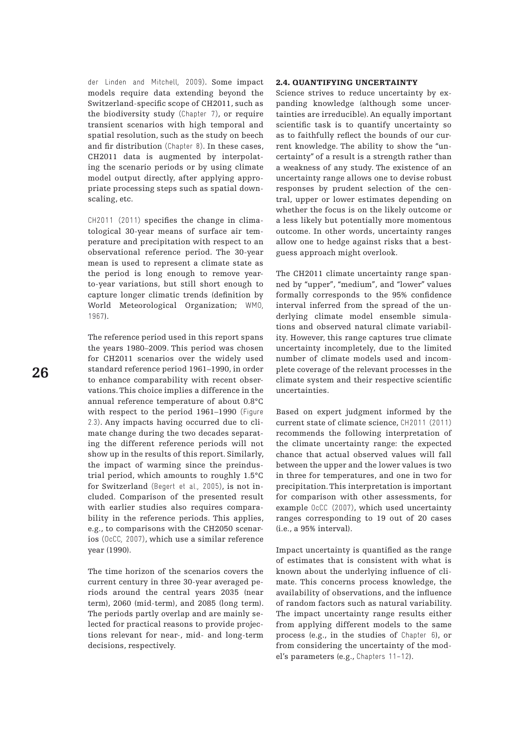der Linden and Mitchell, 2009). Some impact models require data extending beyond the Switzerland-specific scope of CH2011, such as the biodiversity study (Chapter 7), or require transient scenarios with high temporal and spatial resolution, such as the study on beech and fir distribution (Chapter 8). In these cases, CH2011 data is augmented by interpolating the scenario periods or by using climate model output directly, after applying appropriate processing steps such as spatial downscaling, etc.

CH2011 (2011) specifies the change in climatological 30-year means of surface air temperature and precipitation with respect to an observational reference period. The 30-year mean is used to represent a climate state as the period is long enough to remove year-to-year variations, but still short enough to capture longer climatic trends (definition by World Meteorological Organization; WMO, 1967).

The reference period used in this report spans the years 1980–2009. This period was chosen for CH2011 scenarios over the widely used standard reference period 1961–1990, in order to enhance comparability with recent observations. This choice implies a difference in the annual reference temperature of about 0.8°C with respect to the period 1961–1990 (Figure 2.3). Any impacts having occurred due to climate change during the two decades separating the different reference periods will not show up in the results of this report. Similarly, the impact of warming since the preindustrial period, which amounts to roughly 1.5°C for Switzerland (Begert et al., 2005), is not included. Comparison of the presented result with earlier studies also requires comparability in the reference periods. This applies, e.g., to comparisons with the CH2050 scenarios (OcCC, 2007), which use a similar reference year (1990).

The time horizon of the scenarios covers the current century in three 30-year averaged periods around the central years 2035 (near term), 2060 (mid-term), and 2085 (long term). The periods partly overlap and are mainly selected for practical reasons to provide projections relevant for near-, mid- and long-term decisions, respectively.

### 2.4. QUANTIFYING UNCERTAINTY

Science strives to reduce uncertainty by expanding knowledge (although some uncertainties are irreducible). An equally important scientific task is to quantify uncertainty so as to faithfully reflect the bounds of our current knowledge. The ability to show the "uncertainty" of a result is a strength rather than a weakness of any study. The existence of an uncertainty range allows one to devise robust responses by prudent selection of the central, upper or lower estimates depending on whether the focus is on the likely outcome or a less likely but potentially more momentous outcome. In other words, uncertainty ranges allow one to hedge against risks that a best-guess approach might overlook.

The CH2011 climate uncertainty range spanned by "upper", "medium", and "lower" values formally corresponds to the 95% confidence interval inferred from the spread of the underlying climate model ensemble simulations and observed natural climate variability. However, this range captures true climate uncertainty incompletely, due to the limited number of climate models used and incomplete coverage of the relevant processes in the climate system and their respective scientific uncertainties.

Based on expert judgment informed by the current state of climate science, CH2011 (2011) recommends the following interpretation of the climate uncertainty range: the expected chance that actual observed values will fall between the upper and the lower values is two in three for temperatures, and one in two for precipitation. This interpretation is important for comparison with other assessments, for example OcCC (2007), which used uncertainty ranges corresponding to 19 out of 20 cases (i.e., a 95% interval).

Impact uncertainty is quantified as the range of estimates that is consistent with what is known about the underlying influence of climate. This concerns process knowledge, the availability of observations, and the influence of random factors such as natural variability. The impact uncertainty range results either from applying different models to the same process (e.g., in the studies of Chapter 6), or from considering the uncertainty of the model's parameters (e.g., Chapters 11–12).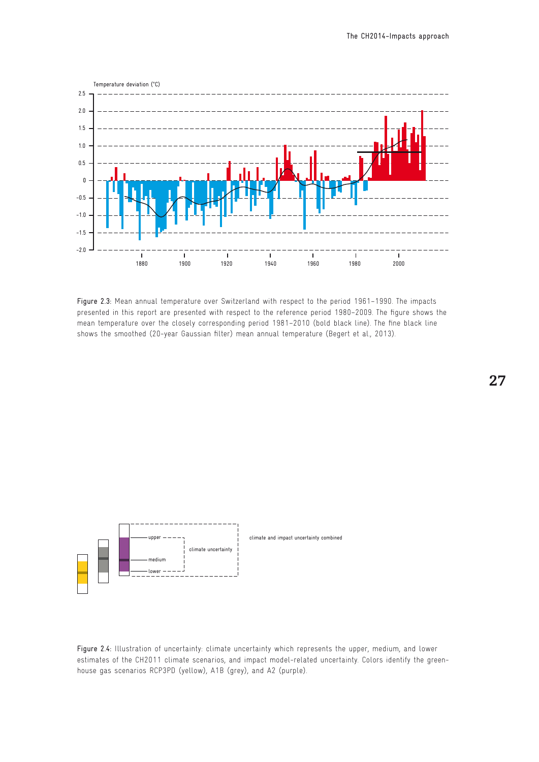Figure 2.3: Mean annual temperature over Switzerland with respect to the period 1961–1990. The impacts presented in this report are presented with respect to the reference period 1980–2009. The figure shows the mean temperature over the closely corresponding period 1981–2010 (bold black line). The fine black line shows the smoothed (20-year Gaussian filter) mean annual temperature (Begert et al., 2013).

Figure 2.4: Illustration of uncertainty: climate uncertainty which represents the upper, medium, and lower estimates of the CH2011 climate scenarios, and impact model-related uncertainty. Colors identify the greenhouse gas scenarios RCP3PD (yellow), A1B (grey), and A2 (purple).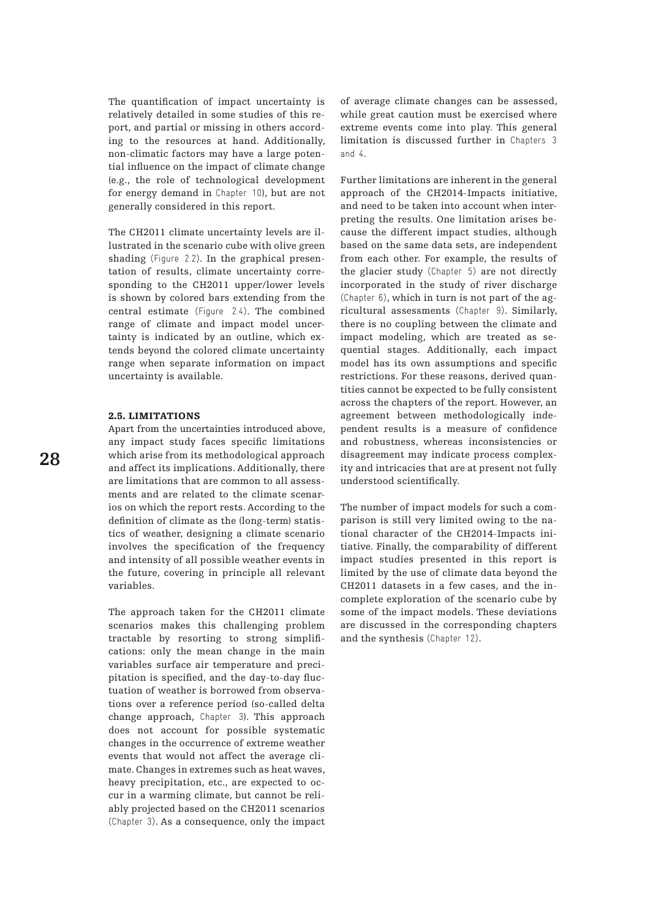The quantification of impact uncertainty is relatively detailed in some studies of this report, and partial or missing in others according to the resources at hand. Additionally, non-climatic factors may have a large potential influence on the impact of climate change (e.g., the role of technological development for energy demand in Chapter 10), but are not generally considered in this report.

The CH2011 climate uncertainty levels are illustrated in the scenario cube with olive green shading (Figure 2.2). In the graphical presentation of results, climate uncertainty corresponding to the CH2011 upper/lower levels is shown by colored bars extending from the central estimate (Figure 2.4). The combined range of climate and impact model uncertainty is indicated by an outline, which extends beyond the colored climate uncertainty range when separate information on impact uncertainty is available.

### 2.5. LIMITATIONS

Apart from the uncertainties introduced above, any impact study faces specific limitations which arise from its methodological approach and affect its implications. Additionally, there are limitations that are common to all assessments and are related to the climate scenarios on which the report rests. According to the definition of climate as the (long-term) statistics of weather, designing a climate scenario involves the specification of the frequency and intensity of all possible weather events in the future, covering in principle all relevant variables.

The approach taken for the CH2011 climate scenarios makes this challenging problem tractable by resorting to strong simplifications: only the mean change in the main variables surface air temperature and precipitation is specified, and the day-to-day fluctuation of weather is borrowed from observations over a reference period (so-called delta change approach, Chapter 3). This approach does not account for possible systematic changes in the occurrence of extreme weather events that would not affect the average climate. Changes in extremes such as heat waves, heavy precipitation, etc., are expected to occur in a warming climate, but cannot be reliably projected based on the CH2011 scenarios (Chapter 3). As a consequence, only the impact of average climate changes can be assessed, while great caution must be exercised where extreme events come into play. This general limitation is discussed further in Chapters 3 and 4.

Further limitations are inherent in the general approach of the CH2014-Impacts initiative, and need to be taken into account when interpreting the results. One limitation arises because the different impact studies, although based on the same data sets, are independent from each other. For example, the results of the glacier study (Chapter 5) are not directly incorporated in the study of river discharge (Chapter 6), which in turn is not part of the agricultural assessments (Chapter 9). Similarly, there is no coupling between the climate and impact modeling, which are treated as sequential stages. Additionally, each impact model has its own assumptions and specific restrictions. For these reasons, derived quantities cannot be expected to be fully consistent across the chapters of the report. However, an agreement between methodologically independent results is a measure of confidence and robustness, whereas inconsistencies or disagreement may indicate process complexity and intricacies that are at present not fully understood scientifically.

The number of impact models for such a comparison is still very limited owing to the national character of the CH2014-Impacts initiative. Finally, the comparability of different impact studies presented in this report is limited by the use of climate data beyond the CH2011 datasets in a few cases, and the incomplete exploration of the scenario cube by some of the impact models. These deviations are discussed in the corresponding chapters and the synthesis (Chapter 12).